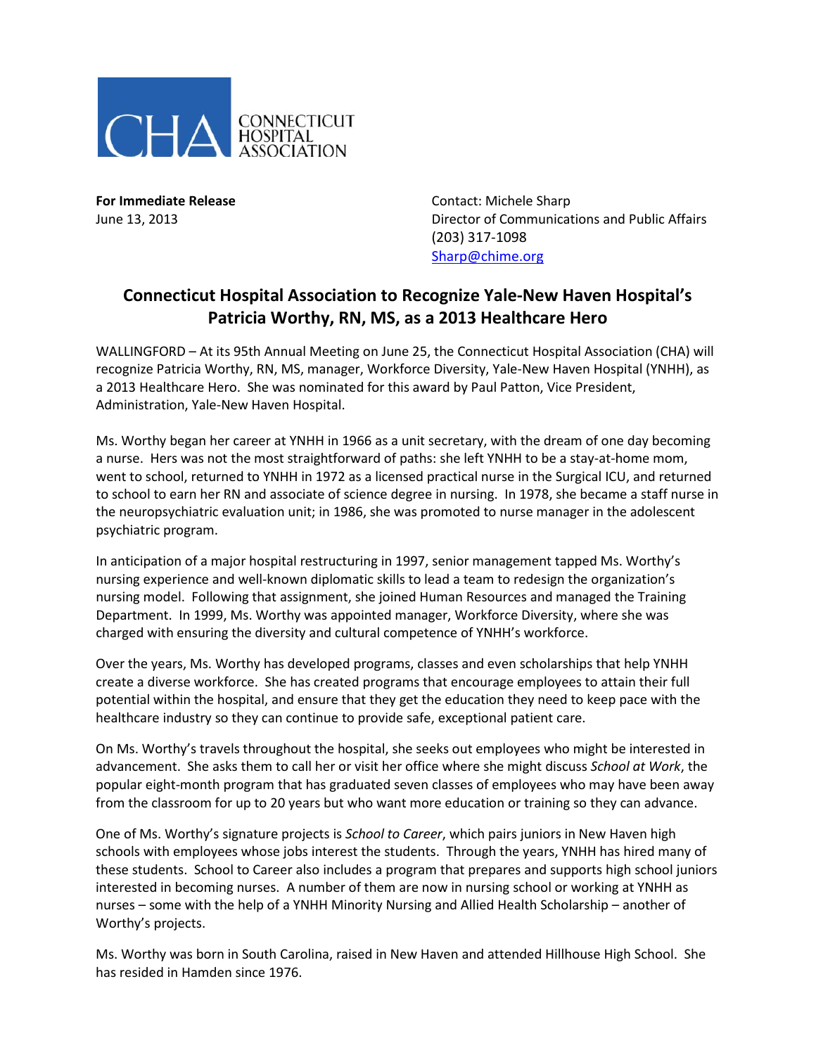CONNECTICUT HOSPITAL ASSOCIATION

**For Immediate Release**
June 13, 2013

Contact: Michele Sharp
Director of Communications and Public Affairs
(203) 317-1098
Sharp@chime.org

## Connecticut Hospital Association to Recognize Yale-New Haven Hospital's Patricia Worthy, RN, MS, as a 2013 Healthcare Hero

WALLINGFORD – At its 95th Annual Meeting on June 25, the Connecticut Hospital Association (CHA) will recognize Patricia Worthy, RN, MS, manager, Workforce Diversity, Yale-New Haven Hospital (YNHH), as a 2013 Healthcare Hero. She was nominated for this award by Paul Patton, Vice President, Administration, Yale-New Haven Hospital.

Ms. Worthy began her career at YNHH in 1966 as a unit secretary, with the dream of one day becoming a nurse. Hers was not the most straightforward of paths: she left YNHH to be a stay-at-home mom, went to school, returned to YNHH in 1972 as a licensed practical nurse in the Surgical ICU, and returned to school to earn her RN and associate of science degree in nursing. In 1978, she became a staff nurse in the neuropsychiatric evaluation unit; in 1986, she was promoted to nurse manager in the adolescent psychiatric program.

In anticipation of a major hospital restructuring in 1997, senior management tapped Ms. Worthy's nursing experience and well-known diplomatic skills to lead a team to redesign the organization's nursing model. Following that assignment, she joined Human Resources and managed the Training Department. In 1999, Ms. Worthy was appointed manager, Workforce Diversity, where she was charged with ensuring the diversity and cultural competence of YNHH's workforce.

Over the years, Ms. Worthy has developed programs, classes and even scholarships that help YNHH create a diverse workforce. She has created programs that encourage employees to attain their full potential within the hospital, and ensure that they get the education they need to keep pace with the healthcare industry so they can continue to provide safe, exceptional patient care.

On Ms. Worthy's travels throughout the hospital, she seeks out employees who might be interested in advancement. She asks them to call her or visit her office where she might discuss *School at Work*, the popular eight-month program that has graduated seven classes of employees who may have been away from the classroom for up to 20 years but who want more education or training so they can advance.

One of Ms. Worthy's signature projects is *School to Career*, which pairs juniors in New Haven high schools with employees whose jobs interest the students. Through the years, YNHH has hired many of these students. School to Career also includes a program that prepares and supports high school juniors interested in becoming nurses. A number of them are now in nursing school or working at YNHH as nurses – some with the help of a YNHH Minority Nursing and Allied Health Scholarship – another of Worthy's projects.

Ms. Worthy was born in South Carolina, raised in New Haven and attended Hillhouse High School. She has resided in Hamden since 1976.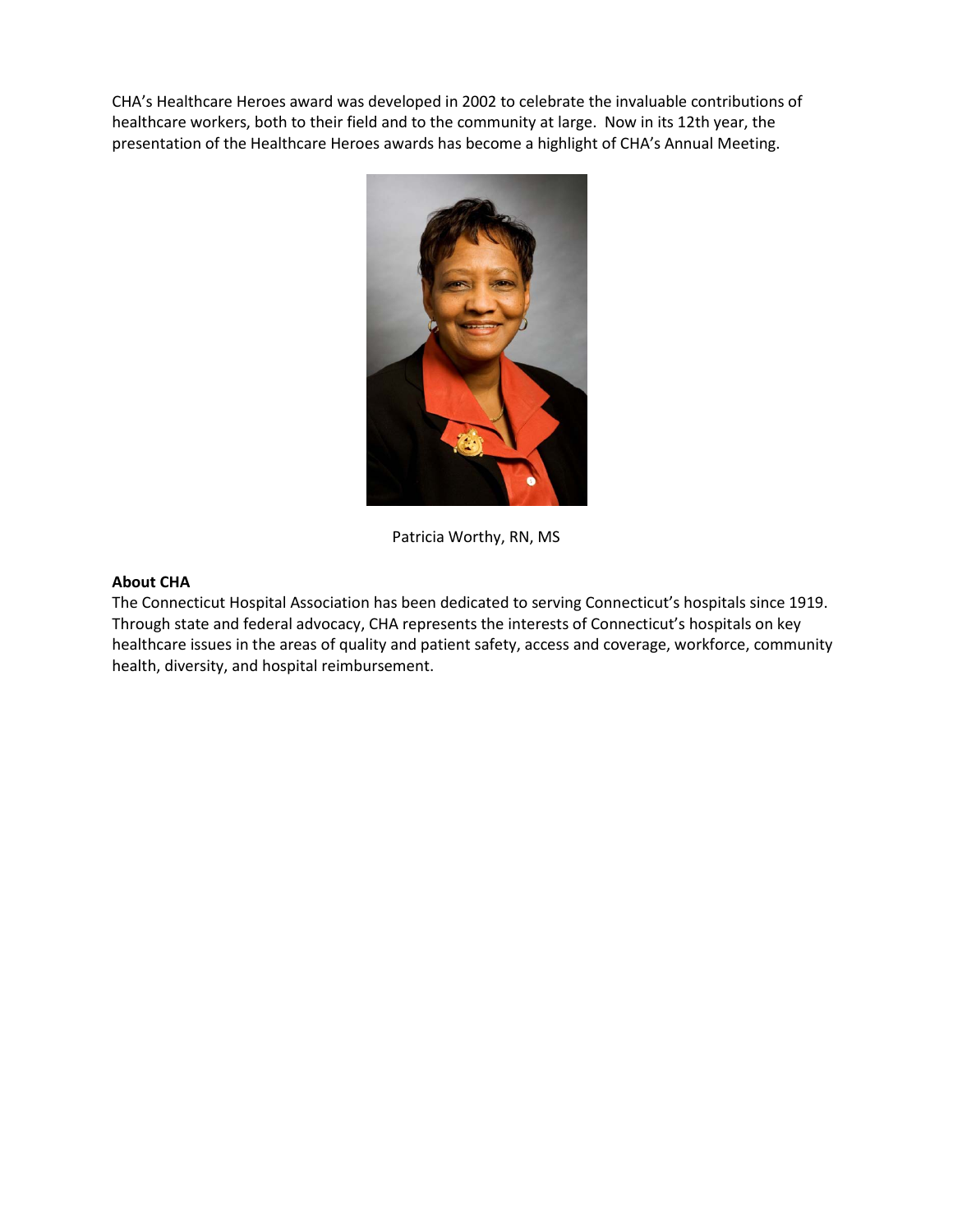CHA's Healthcare Heroes award was developed in 2002 to celebrate the invaluable contributions of healthcare workers, both to their field and to the community at large. Now in its 12th year, the presentation of the Healthcare Heroes awards has become a highlight of CHA's Annual Meeting.

Patricia Worthy, RN, MS

**About CHA**

The Connecticut Hospital Association has been dedicated to serving Connecticut's hospitals since 1919. Through state and federal advocacy, CHA represents the interests of Connecticut's hospitals on key healthcare issues in the areas of quality and patient safety, access and coverage, workforce, community health, diversity, and hospital reimbursement.